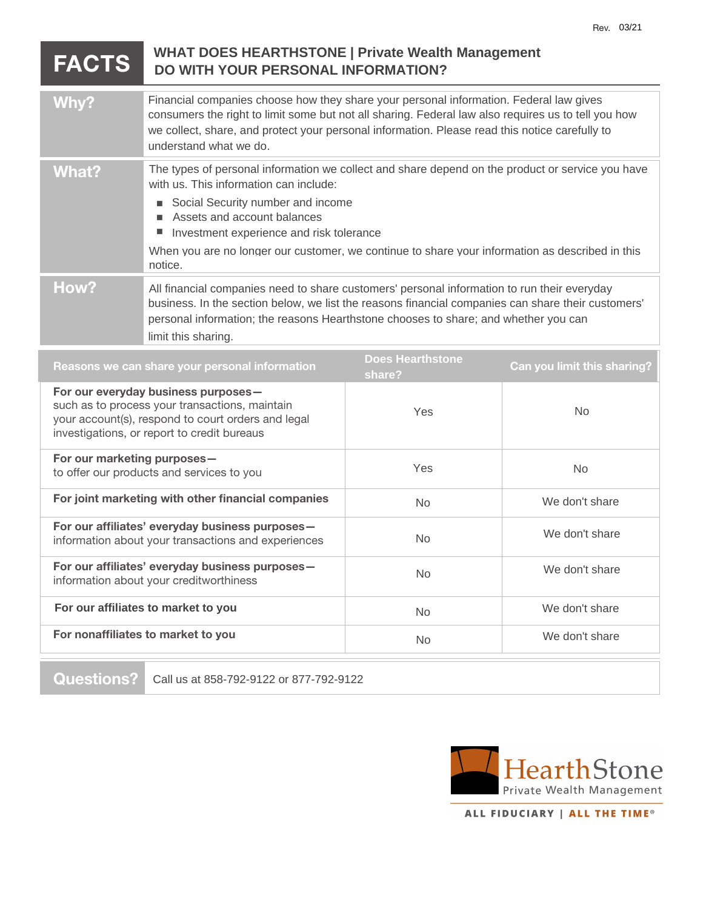Rev. 03/21

# FACTS — WHAT DOES HEARTHSTONE | Private Wealth Management DO WITH YOUR PERSONAL INFORMATION?

| | |
|---|---|
| **Why?** | Financial companies choose how they share your personal information. Federal law gives consumers the right to limit some but not all sharing. Federal law also requires us to tell you how we collect, share, and protect your personal information. Please read this notice carefully to understand what we do. |
| **What?** | The types of personal information we collect and share depend on the product or service you have with us. This information can include:<br>■ Social Security number and income<br>■ Assets and account balances<br>■ Investment experience and risk tolerance<br><br>When you are no longer our customer, we continue to share your information as described in this notice. |
| **How?** | All financial companies need to share customers' personal information to run their everyday business. In the section below, we list the reasons financial companies can share their customers' personal information; the reasons Hearthstone chooses to share; and whether you can limit this sharing. |

| Reasons we can share your personal information | Does Hearthstone share? | Can you limit this sharing? |
|---|---|---|
| **For our everyday business purposes—** such as to process your transactions, maintain your account(s), respond to court orders and legal investigations, or report to credit bureaus | Yes | No |
| **For our marketing purposes—** to offer our products and services to you | Yes | No |
| **For joint marketing with other financial companies** | No | We don't share |
| **For our affiliates' everyday business purposes—** information about your transactions and experiences | No | We don't share |
| **For our affiliates' everyday business purposes—** information about your creditworthiness | No | We don't share |
| **For our affiliates to market to you** | No | We don't share |
| **For nonaffiliates to market to you** | No | We don't share |

| | |
|---|---|
| **Questions?** | Call us at 858-792-9122 or 877-792-9122 |

HearthStone Private Wealth Management

ALL FIDUCIARY | ALL THE TIME®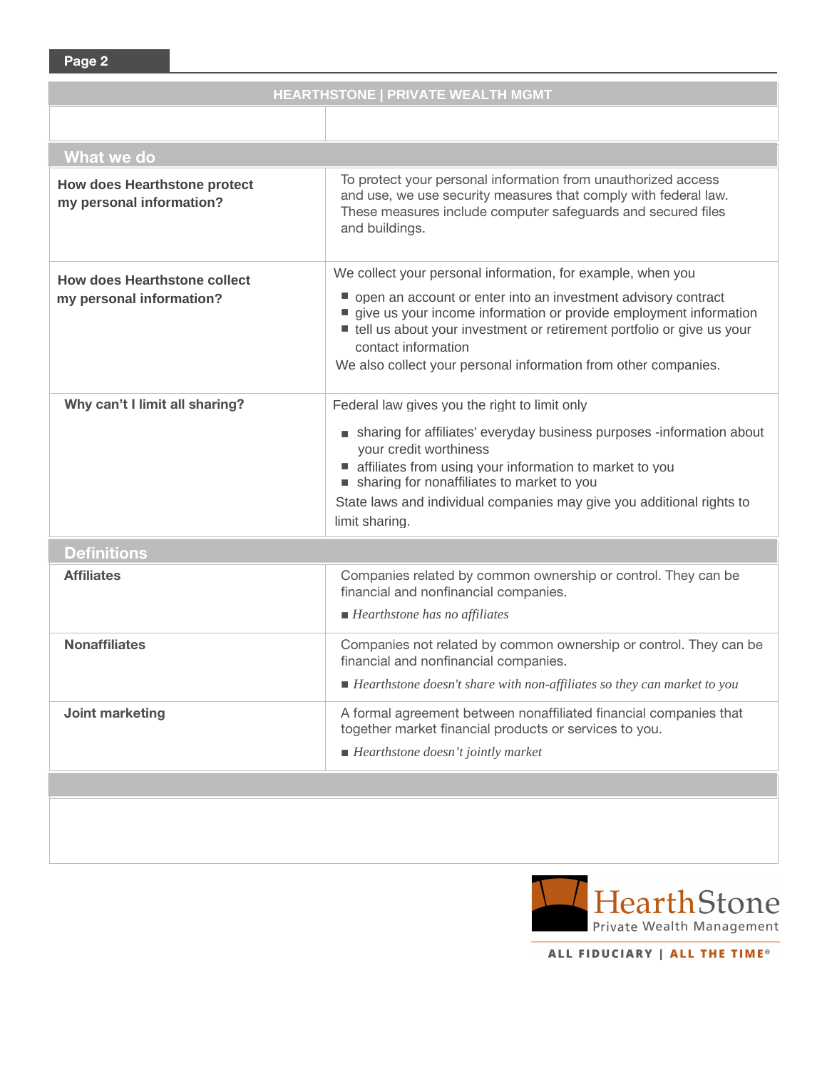| HEARTHSTONE \| PRIVATE WEALTH MGMT | |
|---|---|
| | |

## What we do

| | |
|---|---|
| **How does Hearthstone protect my personal information?** | To protect your personal information from unauthorized access and use, we use security measures that comply with federal law. These measures include computer safeguards and secured files and buildings. |
| **How does Hearthstone collect my personal information?** | We collect your personal information, for example, when you <br>■ open an account or enter into an investment advisory contract<br>■ give us your income information or provide employment information<br>■ tell us about your investment or retirement portfolio or give us your contact information<br>We also collect your personal information from other companies. |
| **Why can't I limit all sharing?** | Federal law gives you the right to limit only<br>■ sharing for affiliates' everyday business purposes -information about your credit worthiness<br>■ affiliates from using your information to market to you<br>■ sharing for nonaffiliates to market to you<br>State laws and individual companies may give you additional rights to limit sharing. |

## Definitions

| | |
|---|---|
| **Affiliates** | Companies related by common ownership or control. They can be financial and nonfinancial companies.<br>■ *Hearthstone has no affiliates* |
| **Nonaffiliates** | Companies not related by common ownership or control. They can be financial and nonfinancial companies.<br>■ *Hearthstone doesn't share with non-affiliates so they can market to you* |
| **Joint marketing** | A formal agreement between nonaffiliated financial companies that together market financial products or services to you.<br>■ *Hearthstone doesn't jointly market* |

HearthStone Private Wealth Management

ALL FIDUCIARY | ALL THE TIME®